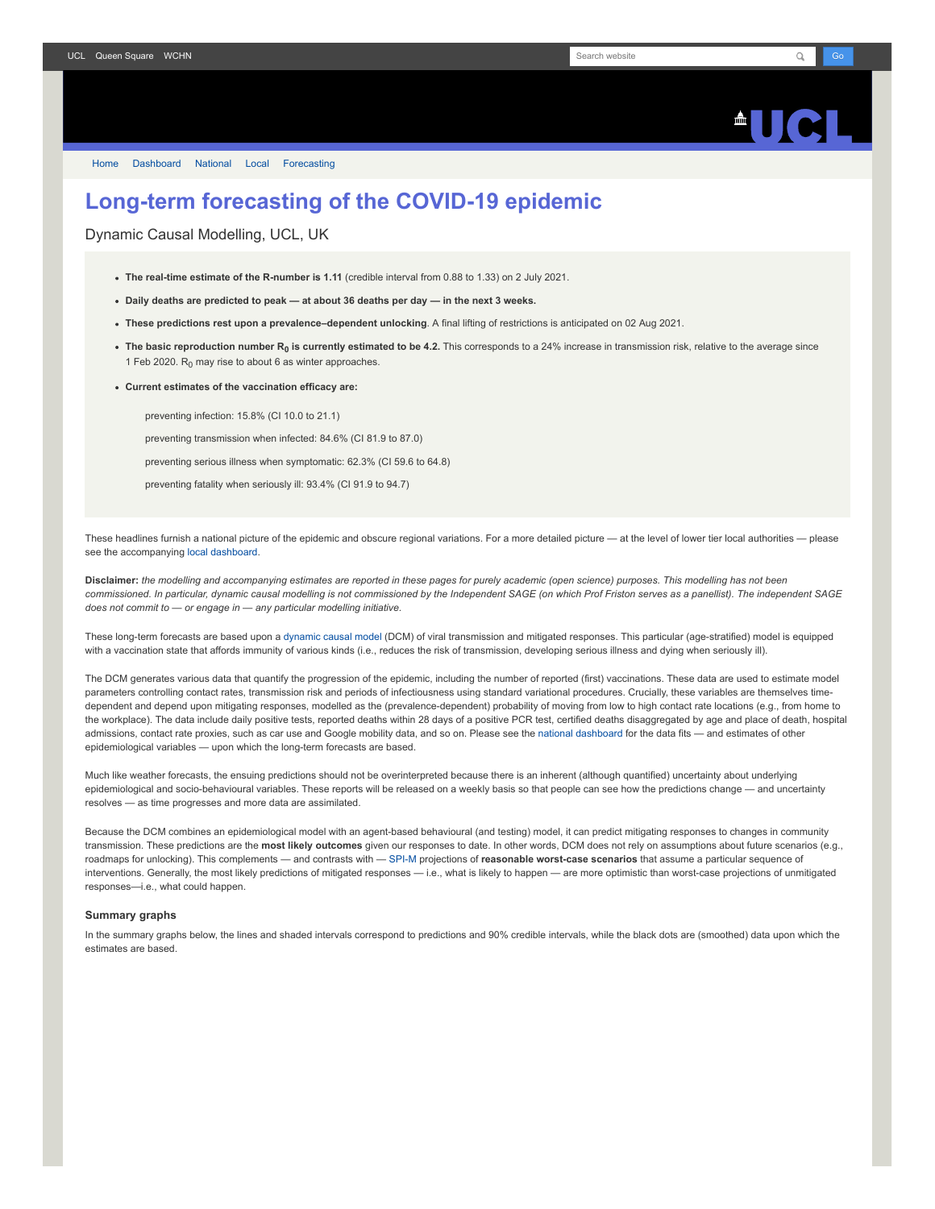# Long-term forecasting of the COVID-19 epidemic

Dynamic Causal Modelling, UCL, UK

- **The real-time estimate of the R-number is 1.11** (credible interval from 0.88 to 1.33) on 2 July 2021.
- **Daily deaths are predicted to peak — at about 36 deaths per day — in the next 3 weeks.**
- **These predictions rest upon a prevalence–dependent unlocking**. A final lifting of restrictions is anticipated on 02 Aug 2021.
- **The basic reproduction number $R_0$ is currently estimated to be 4.2.** This corresponds to a 24% increase in transmission risk, relative to the average since 1 Feb 2020. $R_0$ may rise to about 6 as winter approaches.
- **Current estimates of the vaccination efficacy are:**

  preventing infection: 15.8% (CI 10.0 to 21.1)

  preventing transmission when infected: 84.6% (CI 81.9 to 87.0)

  preventing serious illness when symptomatic: 62.3% (CI 59.6 to 64.8)

  preventing fatality when seriously ill: 93.4% (CI 91.9 to 94.7)

These headlines furnish a national picture of the epidemic and obscure regional variations. For a more detailed picture — at the level of lower tier local authorities — please see the accompanying local dashboard.

**Disclaimer:** *the modelling and accompanying estimates are reported in these pages for purely academic (open science) purposes. This modelling has not been commissioned. In particular, dynamic causal modelling is not commissioned by the Independent SAGE (on which Prof Friston serves as a panellist). The independent SAGE does not commit to — or engage in — any particular modelling initiative.*

These long-term forecasts are based upon a dynamic causal model (DCM) of viral transmission and mitigated responses. This particular (age-stratified) model is equipped with a vaccination state that affords immunity of various kinds (i.e., reduces the risk of transmission, developing serious illness and dying when seriously ill).

The DCM generates various data that quantify the progression of the epidemic, including the number of reported (first) vaccinations. These data are used to estimate model parameters controlling contact rates, transmission risk and periods of infectiousness using standard variational procedures. Crucially, these variables are themselves time-dependent and depend upon mitigating responses, modelled as the (prevalence-dependent) probability of moving from low to high contact rate locations (e.g., from home to the workplace). The data include daily positive tests, reported deaths within 28 days of a positive PCR test, certified deaths disaggregated by age and place of death, hospital admissions, contact rate proxies, such as car use and Google mobility data, and so on. Please see the national dashboard for the data fits — and estimates of other epidemiological variables — upon which the long-term forecasts are based.

Much like weather forecasts, the ensuing predictions should not be overinterpreted because there is an inherent (although quantified) uncertainty about underlying epidemiological and socio-behavioural variables. These reports will be released on a weekly basis so that people can see how the predictions change — and uncertainty resolves — as time progresses and more data are assimilated.

Because the DCM combines an epidemiological model with an agent-based behavioural (and testing) model, it can predict mitigating responses to changes in community transmission. These predictions are the **most likely outcomes** given our responses to date. In other words, DCM does not rely on assumptions about future scenarios (e.g., roadmaps for unlocking). This complements — and contrasts with — SPI-M projections of **reasonable worst-case scenarios** that assume a particular sequence of interventions. Generally, the most likely predictions of mitigated responses — i.e., what is likely to happen — are more optimistic than worst-case projections of unmitigated responses—i.e., what could happen.

### Summary graphs

In the summary graphs below, the lines and shaded intervals correspond to predictions and 90% credible intervals, while the black dots are (smoothed) data upon which the estimates are based.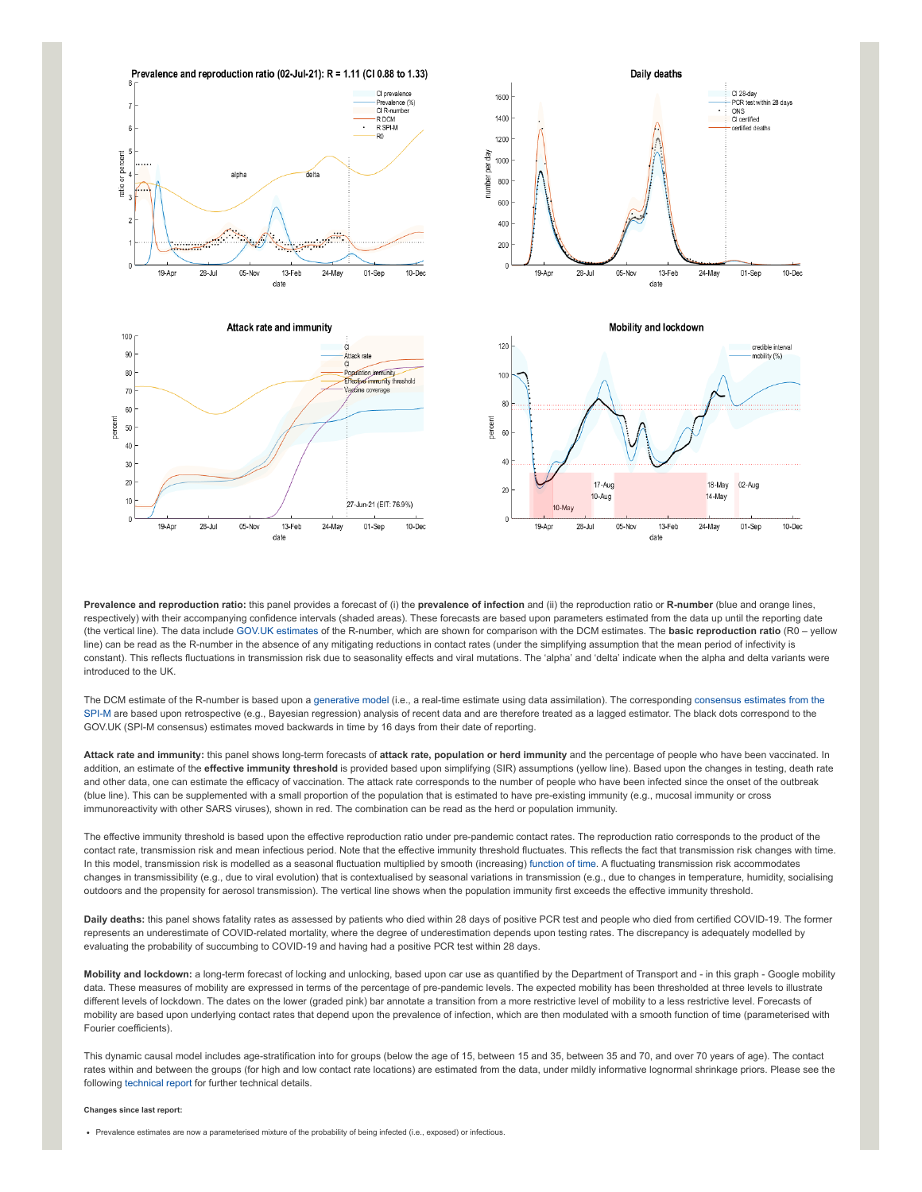**Prevalence and reproduction ratio:** this panel provides a forecast of (i) the **prevalence of infection** and (ii) the reproduction ratio or **R-number** (blue and orange lines, respectively) with their accompanying confidence intervals (shaded areas). These forecasts are based upon parameters estimated from the data up until the reporting date (the vertical line). The data include GOV.UK estimates of the R-number, which are shown for comparison with the DCM estimates. The **basic reproduction ratio** (R0 – yellow line) can be read as the R-number in the absence of any mitigating reductions in contact rates (under the simplifying assumption that the mean period of infectivity is constant). This reflects fluctuations in transmission risk due to seasonality effects and viral mutations. The 'alpha' and 'delta' indicate when the alpha and delta variants were introduced to the UK.

The DCM estimate of the R-number is based upon a generative model (i.e., a real-time estimate using data assimilation). The corresponding consensus estimates from the SPI-M are based upon retrospective (e.g., Bayesian regression) analysis of recent data and are therefore treated as a lagged estimator. The black dots correspond to the GOV.UK (SPI-M consensus) estimates moved backwards in time by 16 days from their date of reporting.

**Attack rate and immunity:** this panel shows long-term forecasts of **attack rate, population or herd immunity** and the percentage of people who have been vaccinated. In addition, an estimate of the **effective immunity threshold** is provided based upon simplifying (SIR) assumptions (yellow line). Based upon the changes in testing, death rate and other data, one can estimate the efficacy of vaccination. The attack rate corresponds to the number of people who have been infected since the onset of the outbreak (blue line). This can be supplemented with a small proportion of the population that is estimated to have pre-existing immunity (e.g., mucosal immunity or cross immunoreactivity with other SARS viruses), shown in red. The combination can be read as the herd or population immunity.

The effective immunity threshold is based upon the effective reproduction ratio under pre-pandemic contact rates. The reproduction ratio corresponds to the product of the contact rate, transmission risk and mean infectious period. Note that the effective immunity threshold fluctuates. This reflects the fact that transmission risk changes with time. In this model, transmission risk is modelled as a seasonal fluctuation multiplied by smooth (increasing) function of time. A fluctuating transmission risk accommodates changes in transmissibility (e.g., due to viral evolution) that is contextualised by seasonal variations in transmission (e.g., due to changes in temperature, humidity, socialising outdoors and the propensity for aerosol transmission). The vertical line shows when the population immunity first exceeds the effective immunity threshold.

**Daily deaths:** this panel shows fatality rates as assessed by patients who died within 28 days of positive PCR test and people who died from certified COVID-19. The former represents an underestimate of COVID-related mortality, where the degree of underestimation depends upon testing rates. The discrepancy is adequately modelled by evaluating the probability of succumbing to COVID-19 and having had a positive PCR test within 28 days.

**Mobility and lockdown:** a long-term forecast of locking and unlocking, based upon car use as quantified by the Department of Transport and - in this graph - Google mobility data. These measures of mobility are expressed in terms of the percentage of pre-pandemic levels. The expected mobility has been thresholded at three levels to illustrate different levels of lockdown. The dates on the lower (graded pink) bar annotate a transition from a more restrictive level of mobility to a less restrictive level. Forecasts of mobility are based upon underlying contact rates that depend upon the prevalence of infection, which are then modulated with a smooth function of time (parameterised with Fourier coefficients).

This dynamic causal model includes age-stratification into for groups (below the age of 15, between 15 and 35, between 35 and 70, and over 70 years of age). The contact rates within and between the groups (for high and low contact rate locations) are estimated from the data, under mildly informative lognormal shrinkage priors. Please see the following technical report for further technical details.

**Changes since last report:**

- Prevalence estimates are now a parameterised mixture of the probability of being infected (i.e., exposed) or infectious.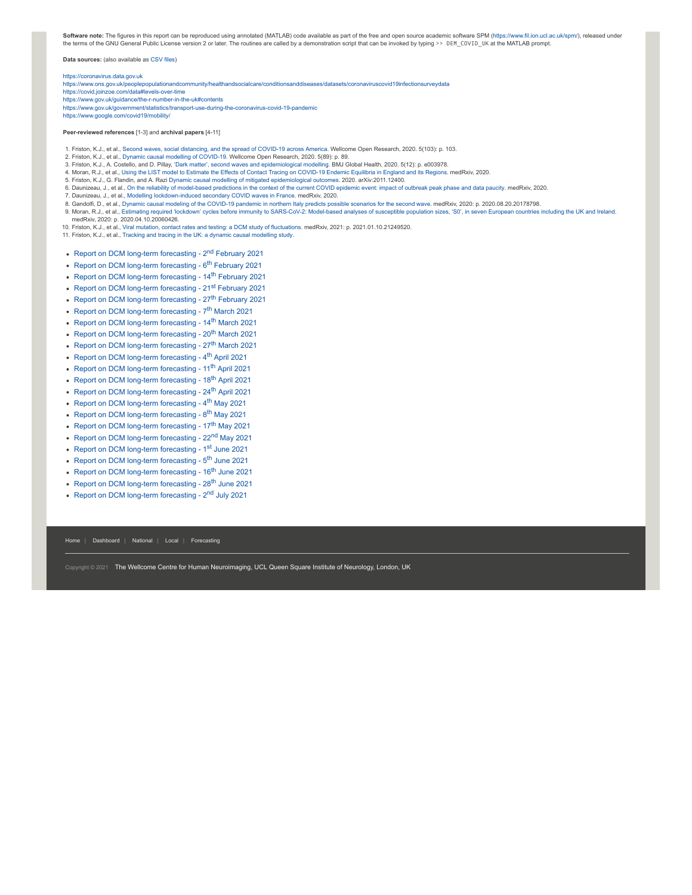**Software note:** The figures in this report can be reproduced using annotated (MATLAB) code available as part of the free and open source academic software SPM (https://www.fil.ion.ucl.ac.uk/spm/), released under the terms of the GNU General Public License version 2 or later. The routines are called by a demonstration script that can be invoked by typing `>> DEM_COVID_UK` at the MATLAB prompt.

**Data sources:** (also available as CSV files)

https://coronavirus.data.gov.uk
https://www.ons.gov.uk/peoplepopulationandcommunity/healthandsocialcare/conditionsanddiseases/datasets/coronaviruscovid19infectionsurveydata
https://covid.joinzoe.com/data#levels-over-time
https://www.gov.uk/guidance/the-r-number-in-the-uk#contents
https://www.gov.uk/government/statistics/transport-use-during-the-coronavirus-covid-19-pandemic
https://www.google.com/covid19/mobility/

**Peer-reviewed references** [1-3] and **archival papers** [4-11]

1. Friston, K.J., et al., Second waves, social distancing, and the spread of COVID-19 across America. Wellcome Open Research, 2020. 5(103): p. 103.
2. Friston, K.J., et al., Dynamic causal modelling of COVID-19. Wellcome Open Research, 2020. 5(89): p. 89.
3. Friston, K.J., A. Costello, and D. Pillay, 'Dark matter', second waves and epidemiological modelling. BMJ Global Health, 2020. 5(12): p. e003978.
4. Moran, R.J., et al., Using the LIST model to Estimate the Effects of Contact Tracing on COVID-19 Endemic Equilibria in England and its Regions. medRxiv, 2020.
5. Friston, K.J., G. Flandin, and A. Razi Dynamic causal modelling of mitigated epidemiological outcomes. 2020. arXiv:2011.12400.
6. Daunizeau, J., et al., On the reliability of model-based predictions in the context of the current COVID epidemic event: impact of outbreak peak phase and data paucity. medRxiv, 2020.
7. Daunizeau, J., et al., Modelling lockdown-induced secondary COVID waves in France. medRxiv, 2020.
8. Gandolfi, D., et al., Dynamic causal modeling of the COVID-19 pandemic in northern Italy predicts possible scenarios for the second wave. medRxiv, 2020: p. 2020.08.20.20178798.
9. Moran, R.J., et al., Estimating required 'lockdown' cycles before immunity to SARS-CoV-2: Model-based analyses of susceptible population sizes, 'S0', in seven European countries including the UK and Ireland. medRxiv, 2020: p. 2020.04.10.20060426.
10. Friston, K.J., et al., Viral mutation, contact rates and testing: a DCM study of fluctuations. medRxiv, 2021: p. 2021.01.10.21249520.
11. Friston, K.J., et al., Tracking and tracing in the UK: a dynamic causal modelling study.

- Report on DCM long-term forecasting - 2nd February 2021
- Report on DCM long-term forecasting - 6th February 2021
- Report on DCM long-term forecasting - 14th February 2021
- Report on DCM long-term forecasting - 21st February 2021
- Report on DCM long-term forecasting - 27th February 2021
- Report on DCM long-term forecasting - 7th March 2021
- Report on DCM long-term forecasting - 14th March 2021
- Report on DCM long-term forecasting - 20th March 2021
- Report on DCM long-term forecasting - 27th March 2021
- Report on DCM long-term forecasting - 4th April 2021
- Report on DCM long-term forecasting - 11th April 2021
- Report on DCM long-term forecasting - 18th April 2021
- Report on DCM long-term forecasting - 24th April 2021
- Report on DCM long-term forecasting - 4th May 2021
- Report on DCM long-term forecasting - 8th May 2021
- Report on DCM long-term forecasting - 17th May 2021
- Report on DCM long-term forecasting - 22nd May 2021
- Report on DCM long-term forecasting - 1st June 2021
- Report on DCM long-term forecasting - 5th June 2021
- Report on DCM long-term forecasting - 16th June 2021
- Report on DCM long-term forecasting - 28th June 2021
- Report on DCM long-term forecasting - 2nd July 2021

Home | Dashboard | National | Local | Forecasting

Copyright © 2021 The Wellcome Centre for Human Neuroimaging, UCL Queen Square Institute of Neurology, London, UK